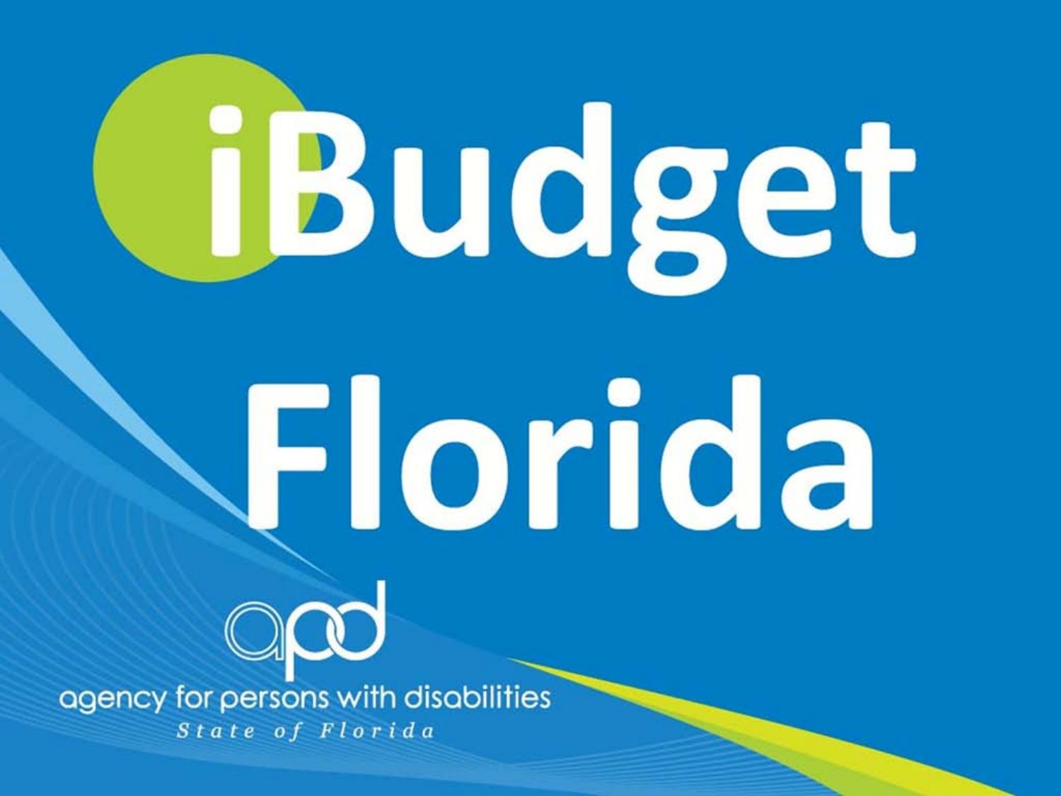# iBudget Florida

agency for persons with disabilities

*State of Florida*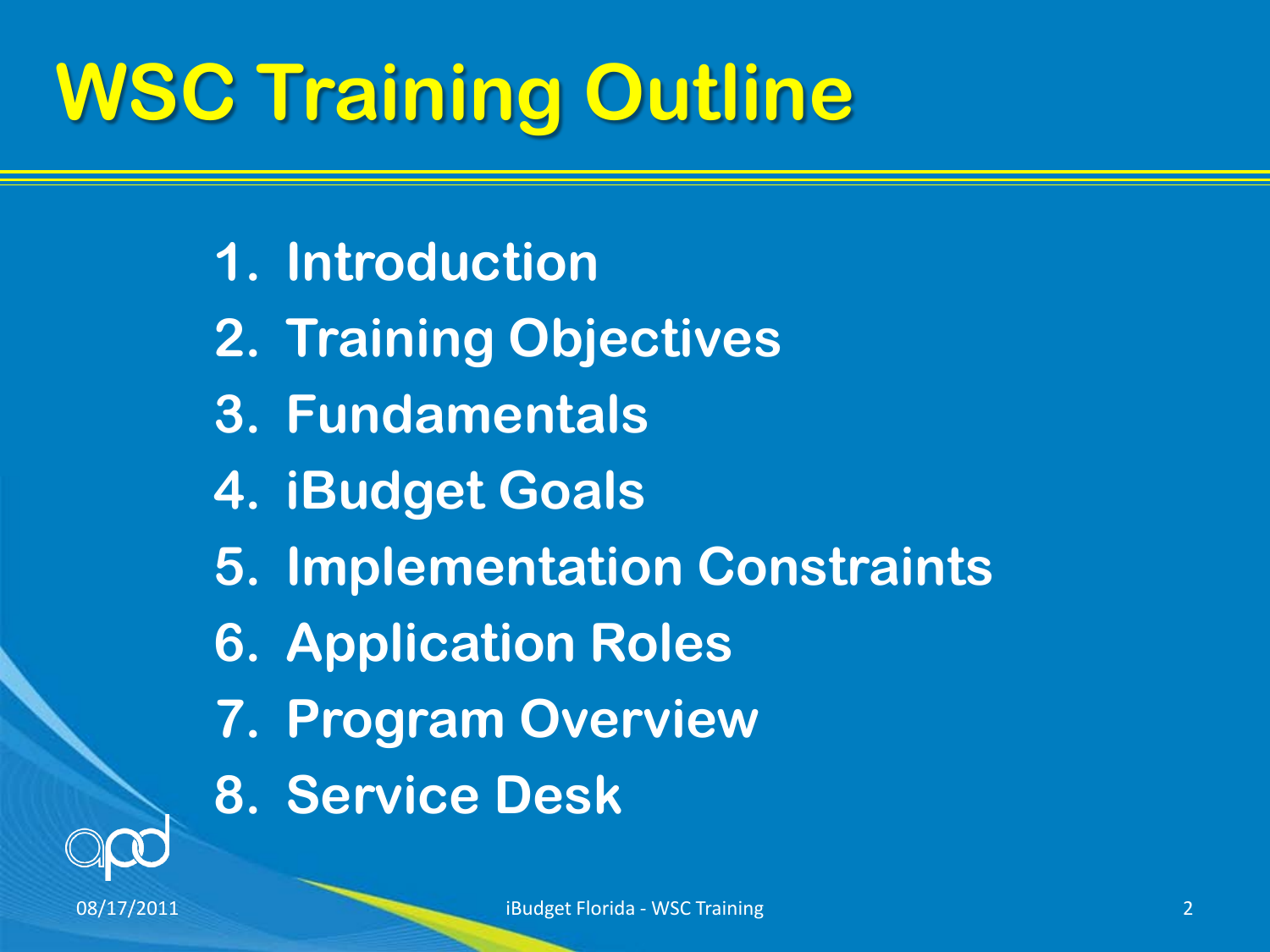# WSC Training Outline

1. Introduction
2. Training Objectives
3. Fundamentals
4. iBudget Goals
5. Implementation Constraints
6. Application Roles
7. Program Overview
8. Service Desk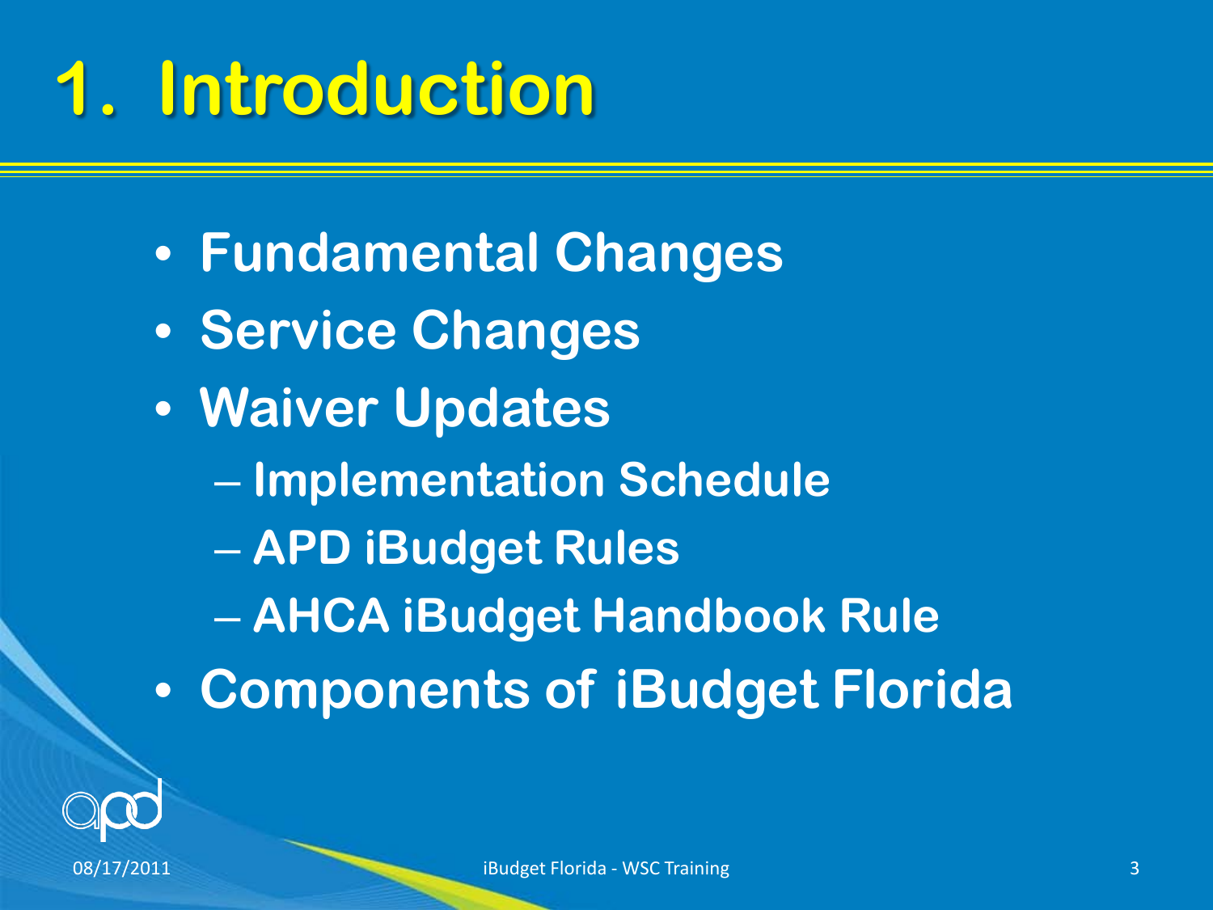# 1. Introduction

- Fundamental Changes
- Service Changes
- Waiver Updates
  - Implementation Schedule
  - APD iBudget Rules
  - AHCA iBudget Handbook Rule
- Components of iBudget Florida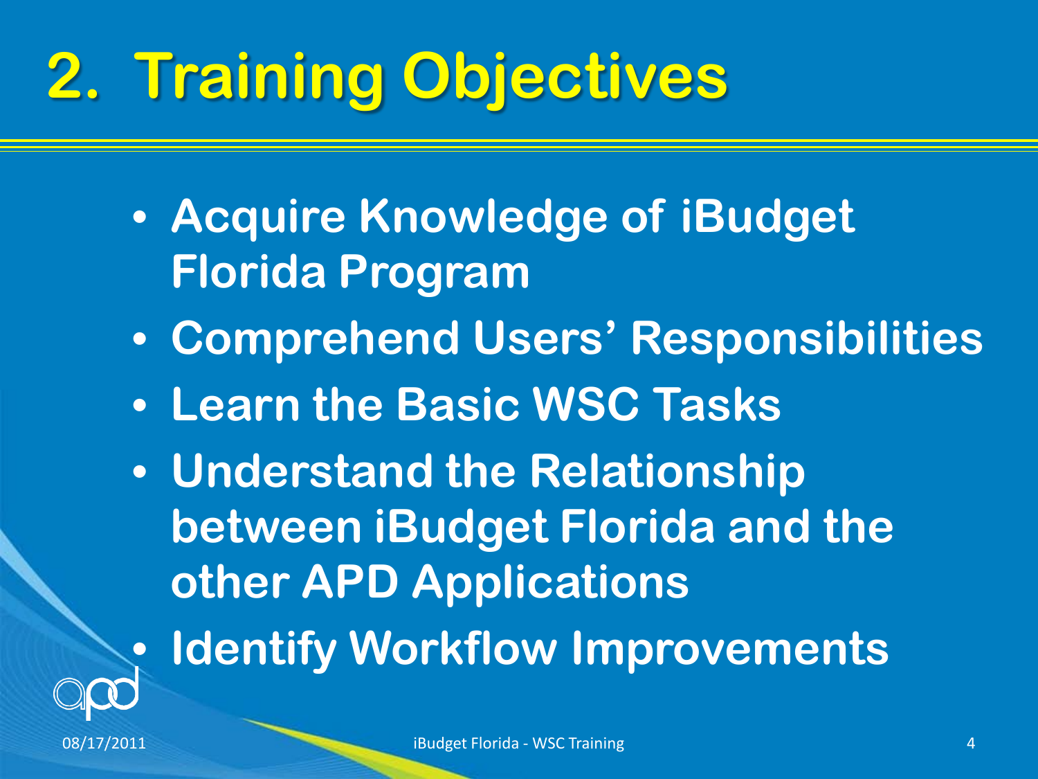# 2. Training Objectives

- Acquire Knowledge of iBudget Florida Program
- Comprehend Users' Responsibilities
- Learn the Basic WSC Tasks
- Understand the Relationship between iBudget Florida and the other APD Applications
- Identify Workflow Improvements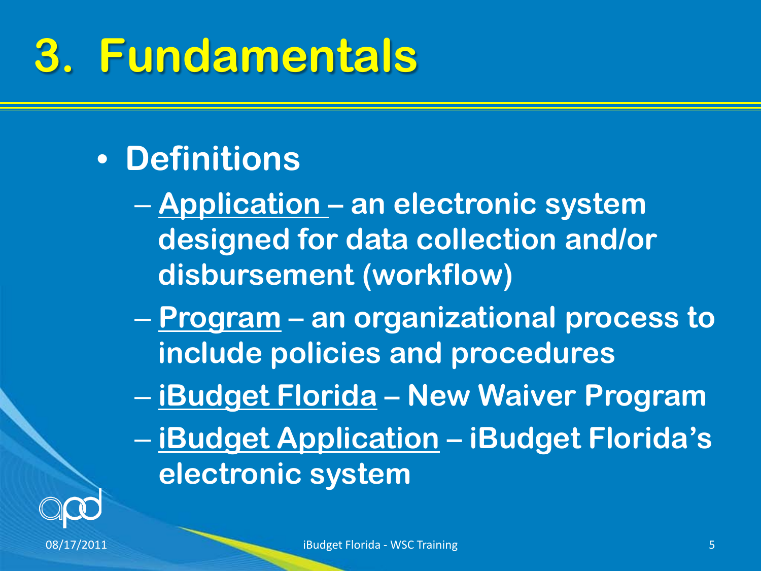# 3. Fundamentals

- **Definitions**
  - <u>**Application**</u> **– an electronic system designed for data collection and/or disbursement (workflow)**
  - <u>**Program**</u> **– an organizational process to include policies and procedures**
  - <u>**iBudget Florida**</u> **– New Waiver Program**
  - <u>**iBudget Application**</u> **– iBudget Florida's electronic system**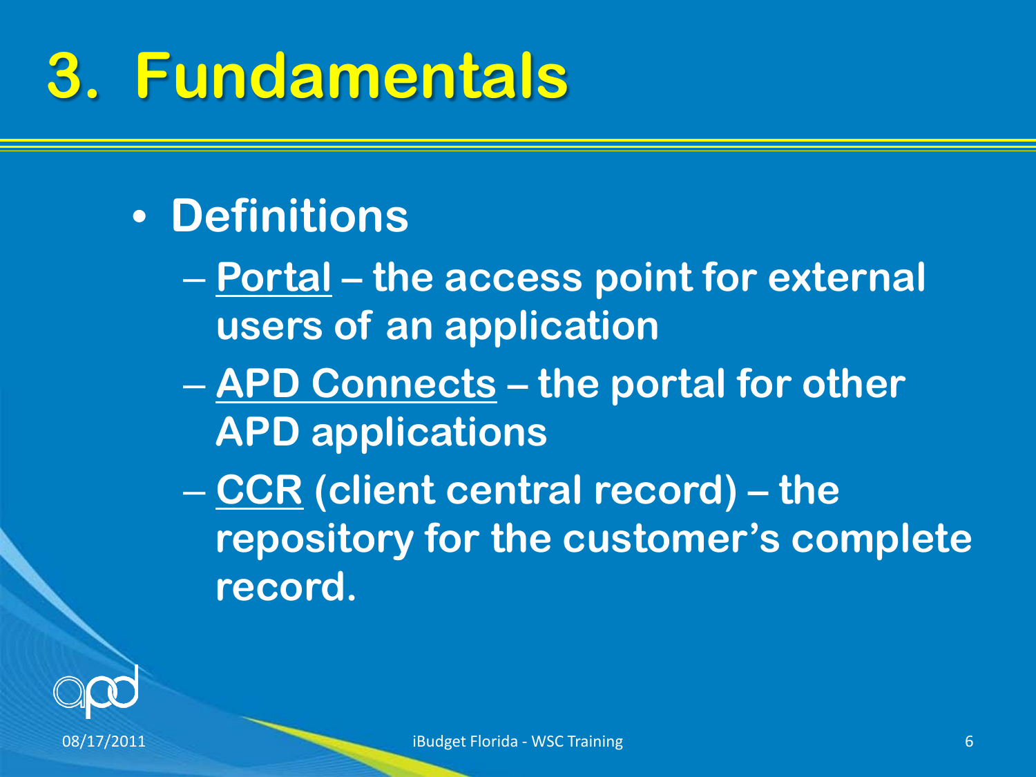# 3. Fundamentals

- **Definitions**
  - **Portal – the access point for external users of an application**
  - **APD Connects – the portal for other APD applications**
  - **CCR (client central record) – the repository for the customer's complete record.**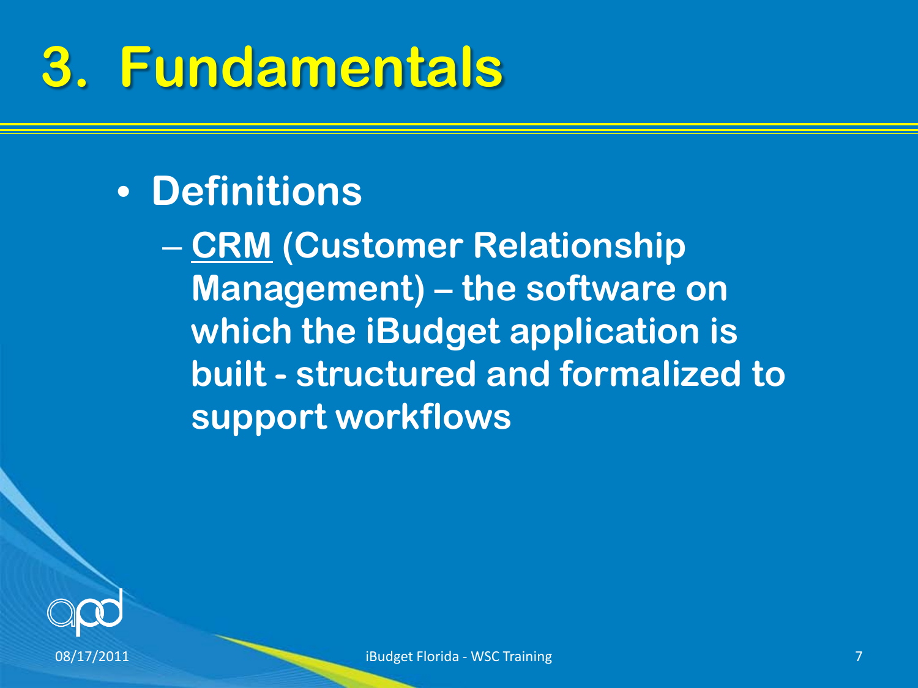# 3. Fundamentals

- **Definitions**
  - **CRM (Customer Relationship Management) – the software on which the iBudget application is built - structured and formalized to support workflows**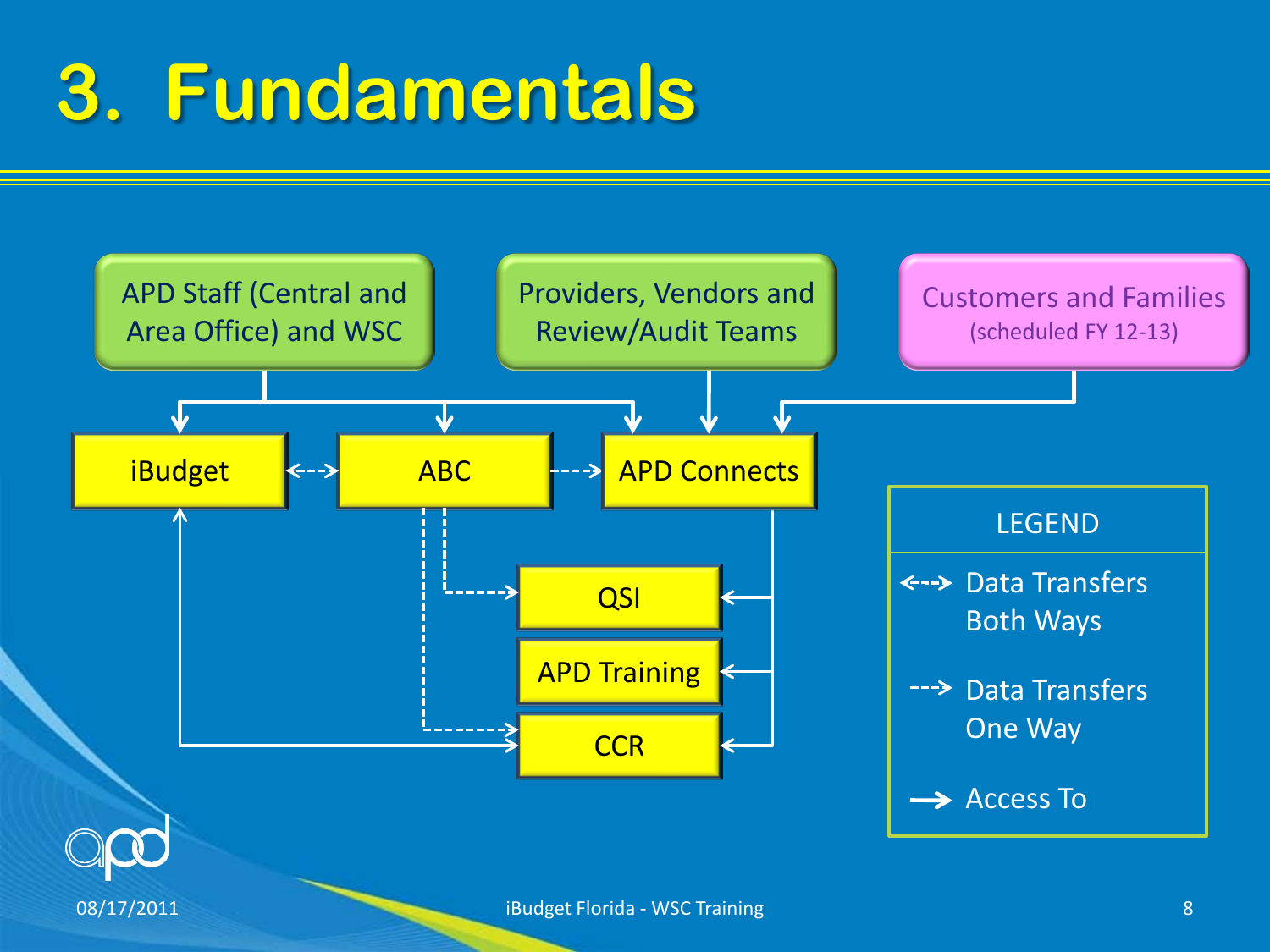# 3. Fundamentals

APD Staff (Central and Area Office) and WSC

Providers, Vendors and Review/Audit Teams

Customers and Families (scheduled FY 12-13)

iBudget

ABC

APD Connects

QSI

APD Training

CCR

LEGEND

- <--> Data Transfers Both Ways
- --> Data Transfers One Way
- → Access To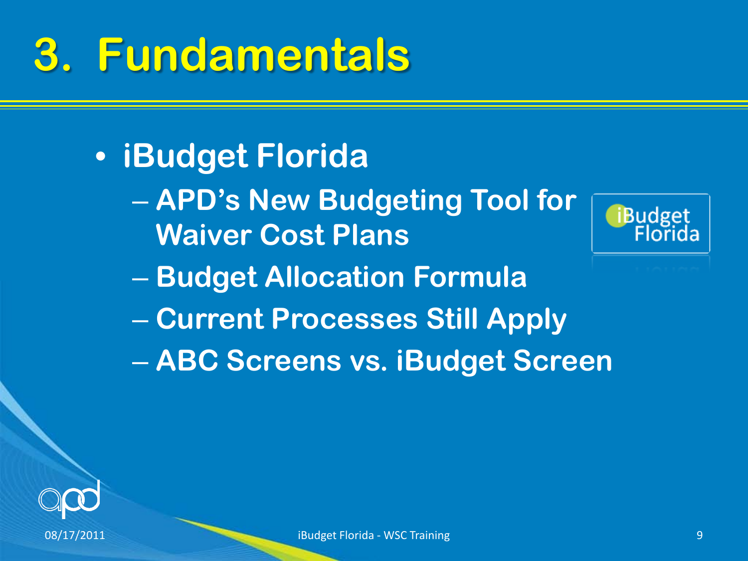# 3. Fundamentals

- iBudget Florida
  - APD's New Budgeting Tool for Waiver Cost Plans
  - Budget Allocation Formula
  - Current Processes Still Apply
  - ABC Screens vs. iBudget Screen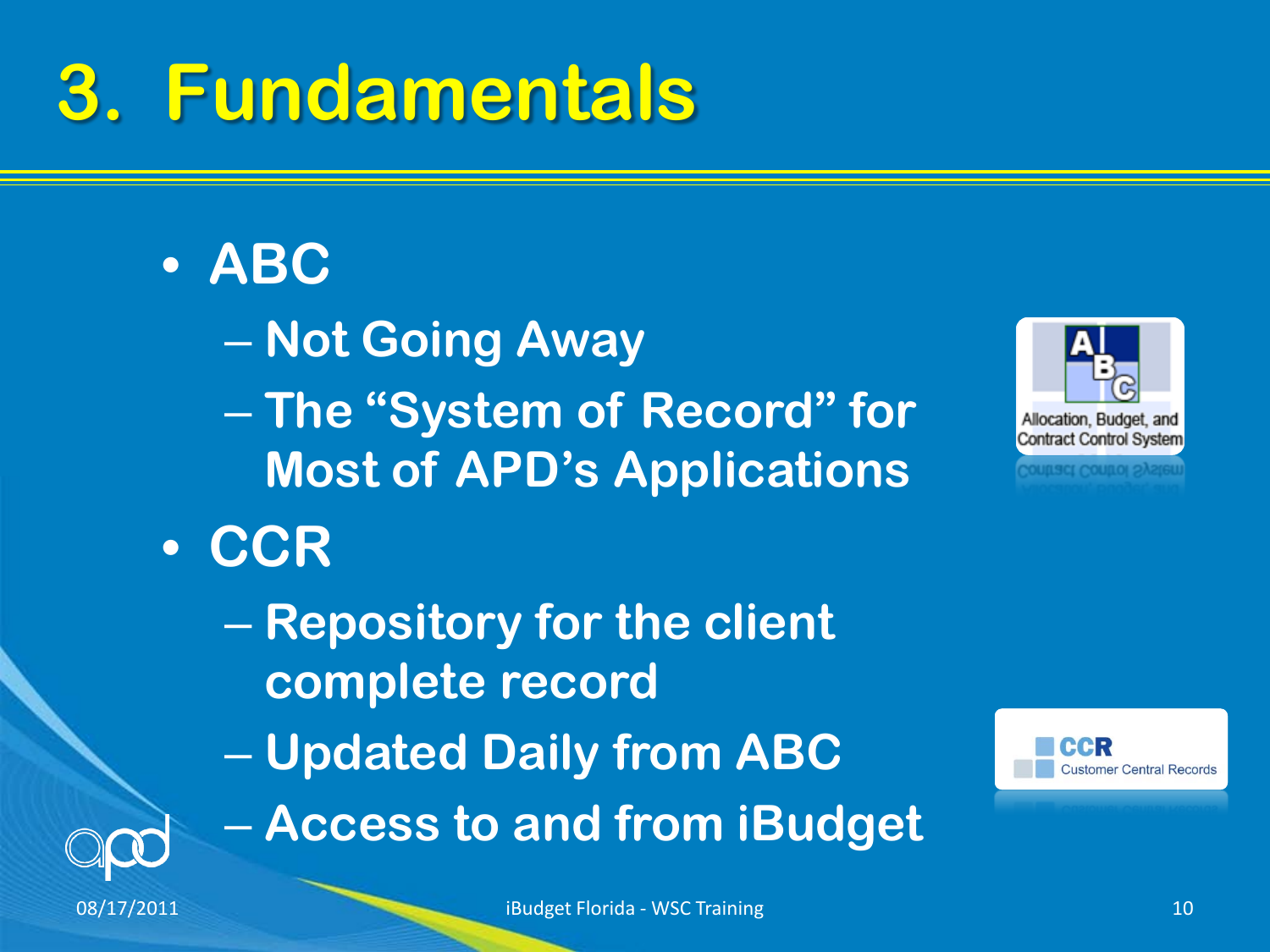# 3. Fundamentals

- **ABC**
  - **Not Going Away**
  - **The "System of Record" for Most of APD's Applications**
- **CCR**
  - **Repository for the client complete record**
  - **Updated Daily from ABC**
  - **Access to and from iBudget**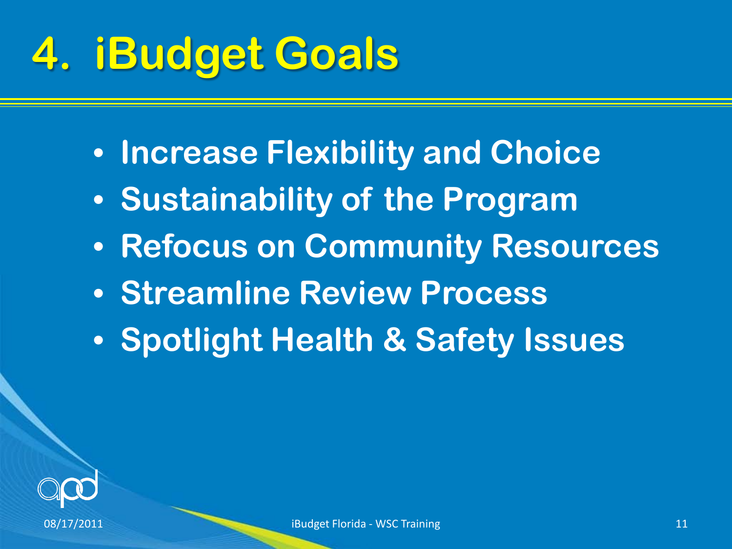# 4. iBudget Goals

- Increase Flexibility and Choice
- Sustainability of the Program
- Refocus on Community Resources
- Streamline Review Process
- Spotlight Health & Safety Issues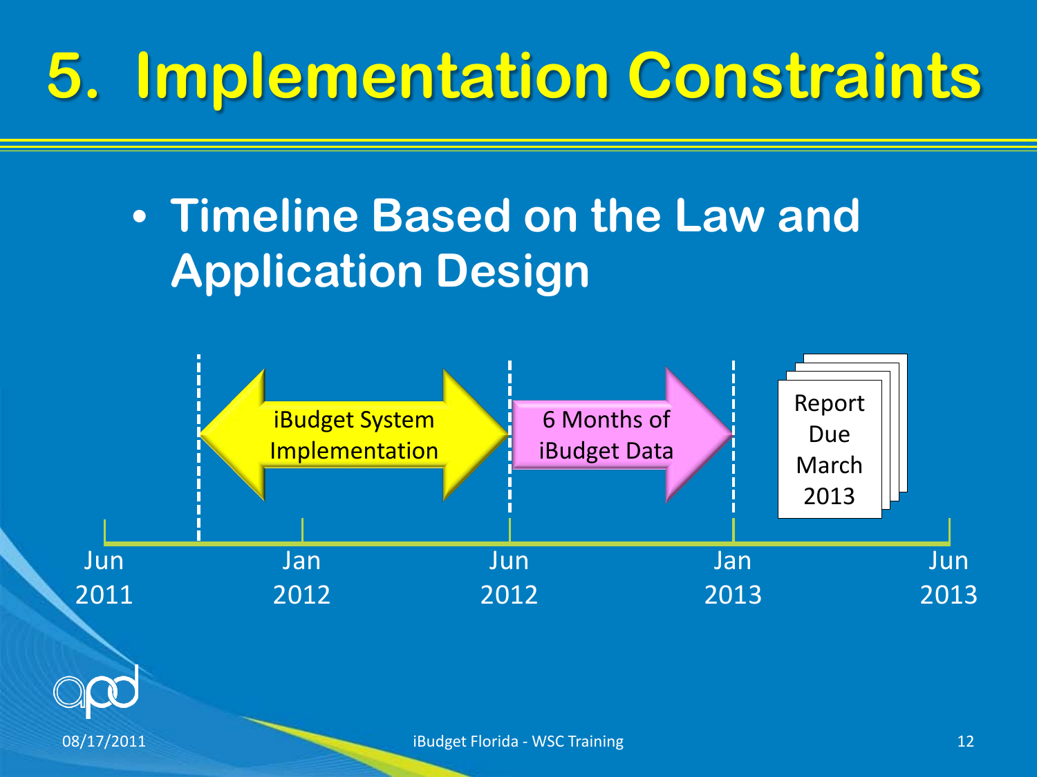# 5. Implementation Constraints

- **Timeline Based on the Law and Application Design**

iBudget System Implementation

6 Months of iBudget Data

Report Due March 2013

Jun 2011 | Jan 2012 | Jun 2012 | Jan 2013 | Jun 2013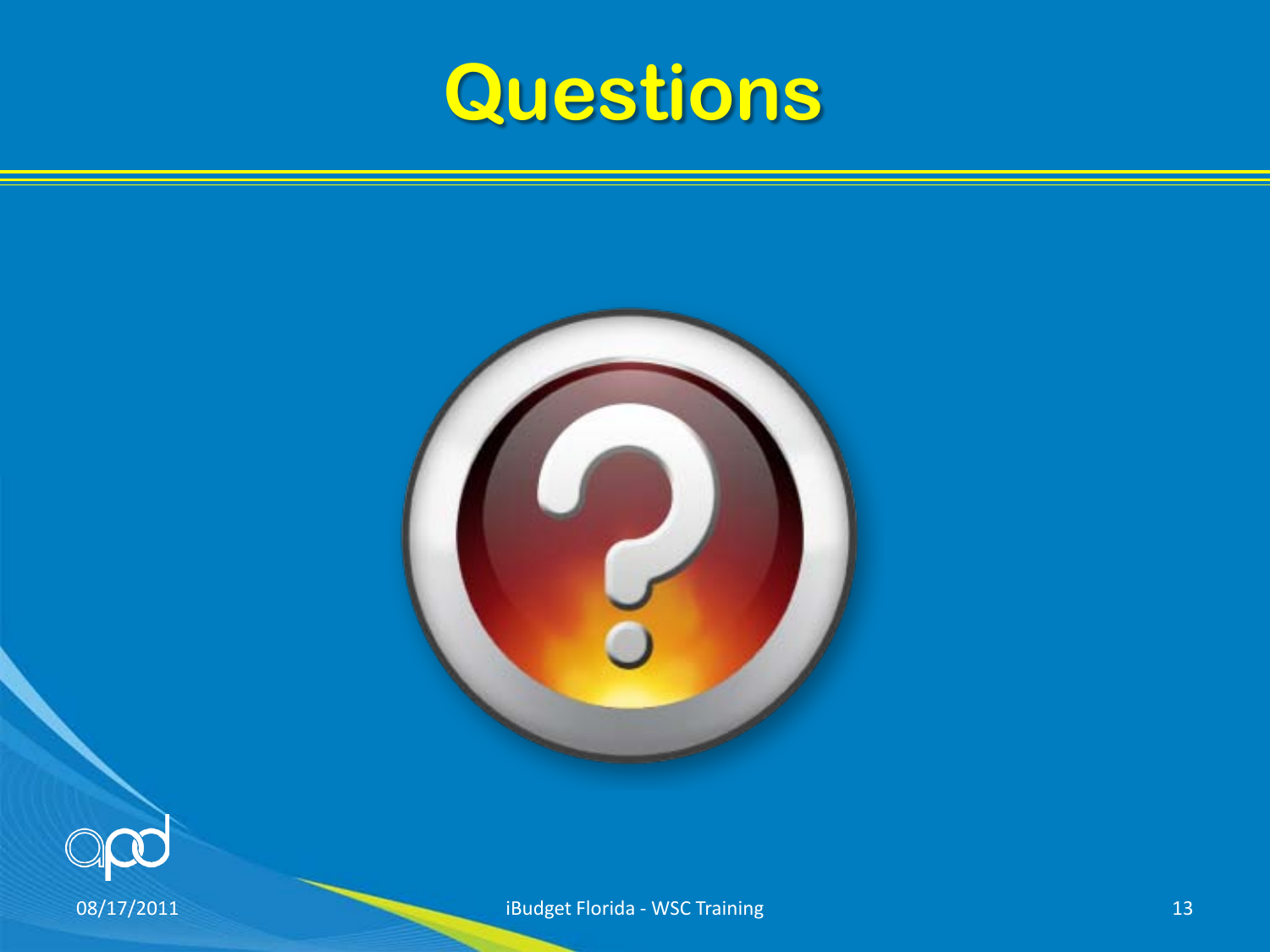# Questions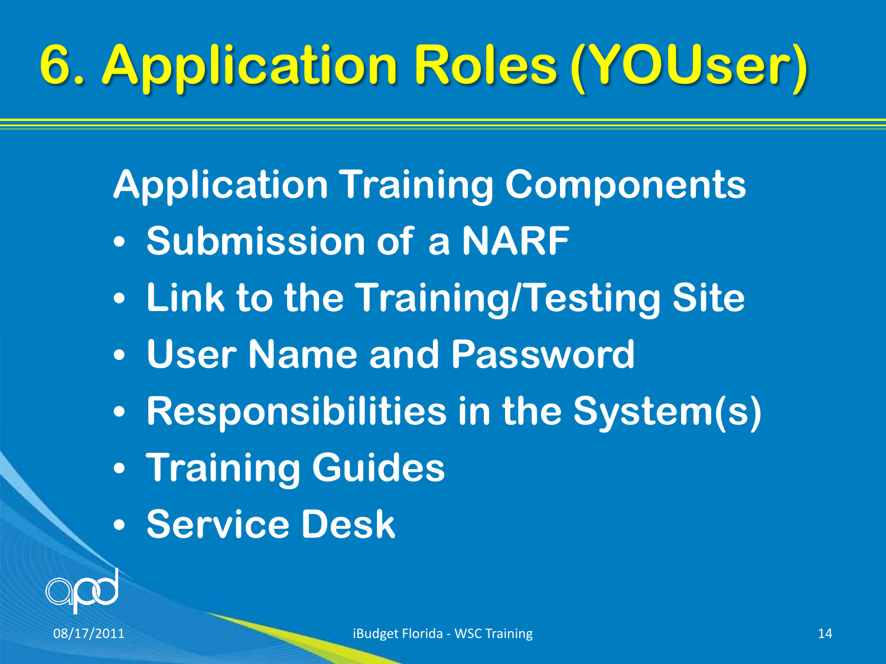# 6. Application Roles (YOUser)

## Application Training Components

- Submission of a NARF
- Link to the Training/Testing Site
- User Name and Password
- Responsibilities in the System(s)
- Training Guides
- Service Desk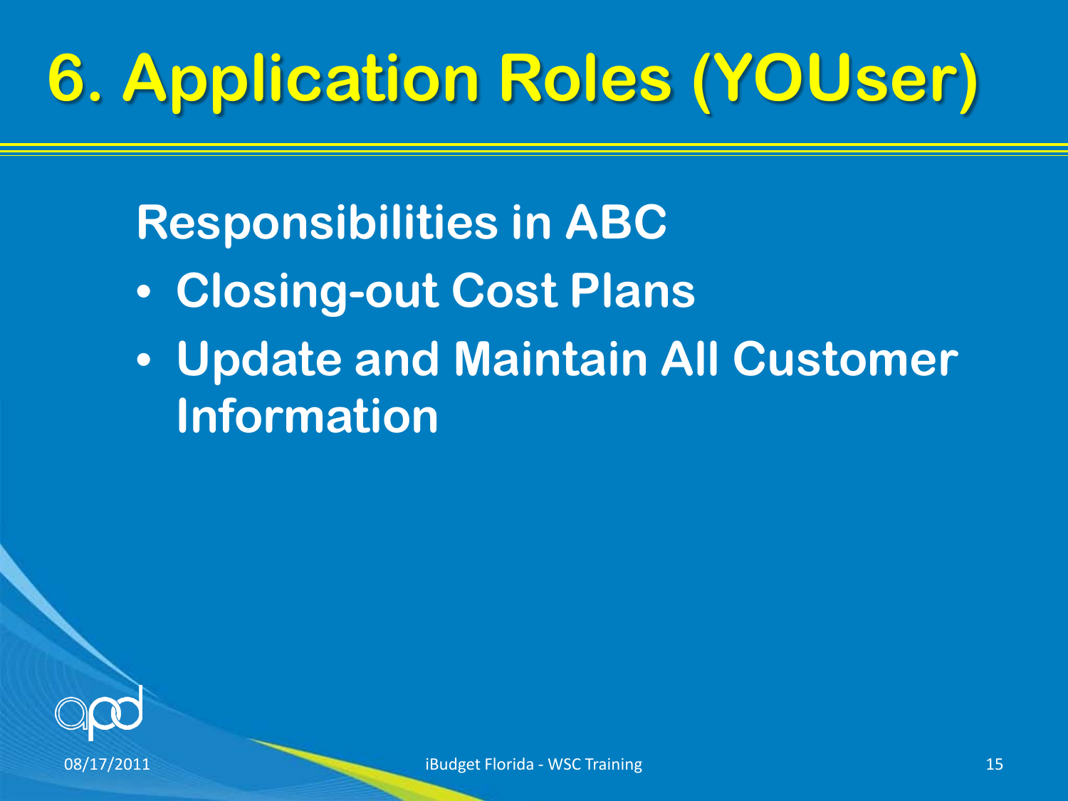# 6. Application Roles (YOUser)

**Responsibilities in ABC**

- **Closing-out Cost Plans**
- **Update and Maintain All Customer Information**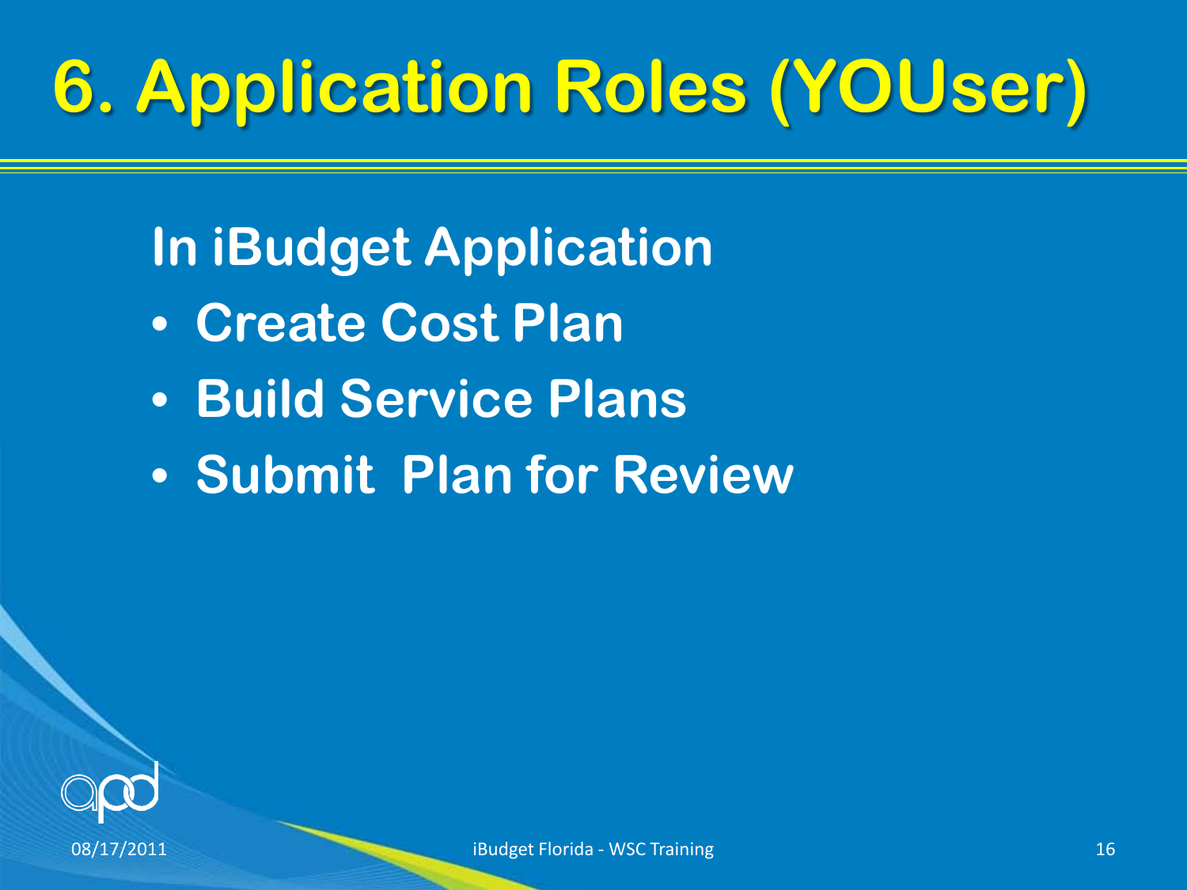# 6. Application Roles (YOUser)

## In iBudget Application

- Create Cost Plan
- Build Service Plans
- Submit Plan for Review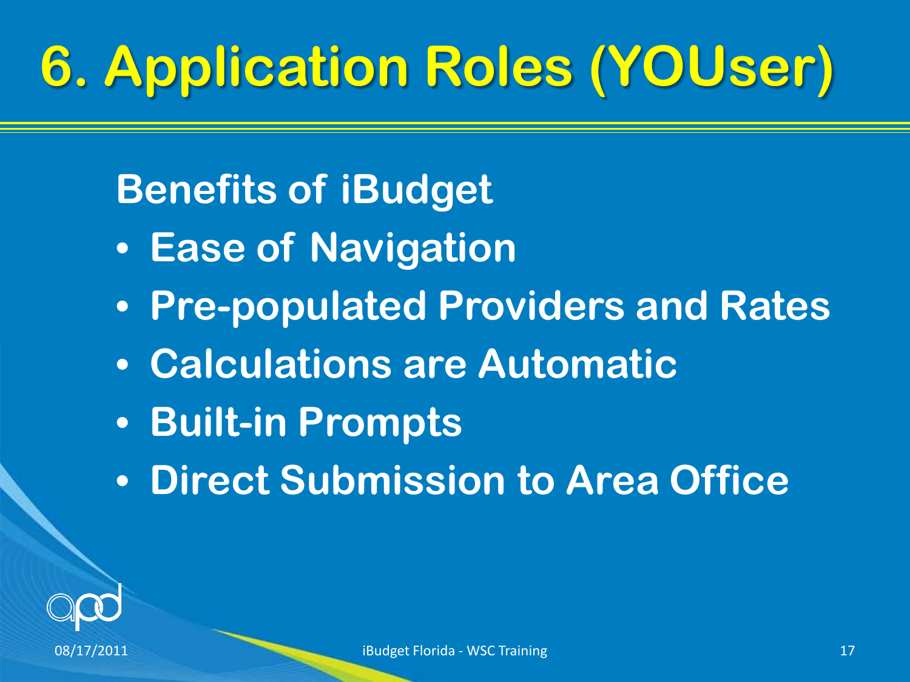# 6. Application Roles (YOUser)

## Benefits of iBudget

- Ease of Navigation
- Pre-populated Providers and Rates
- Calculations are Automatic
- Built-in Prompts
- Direct Submission to Area Office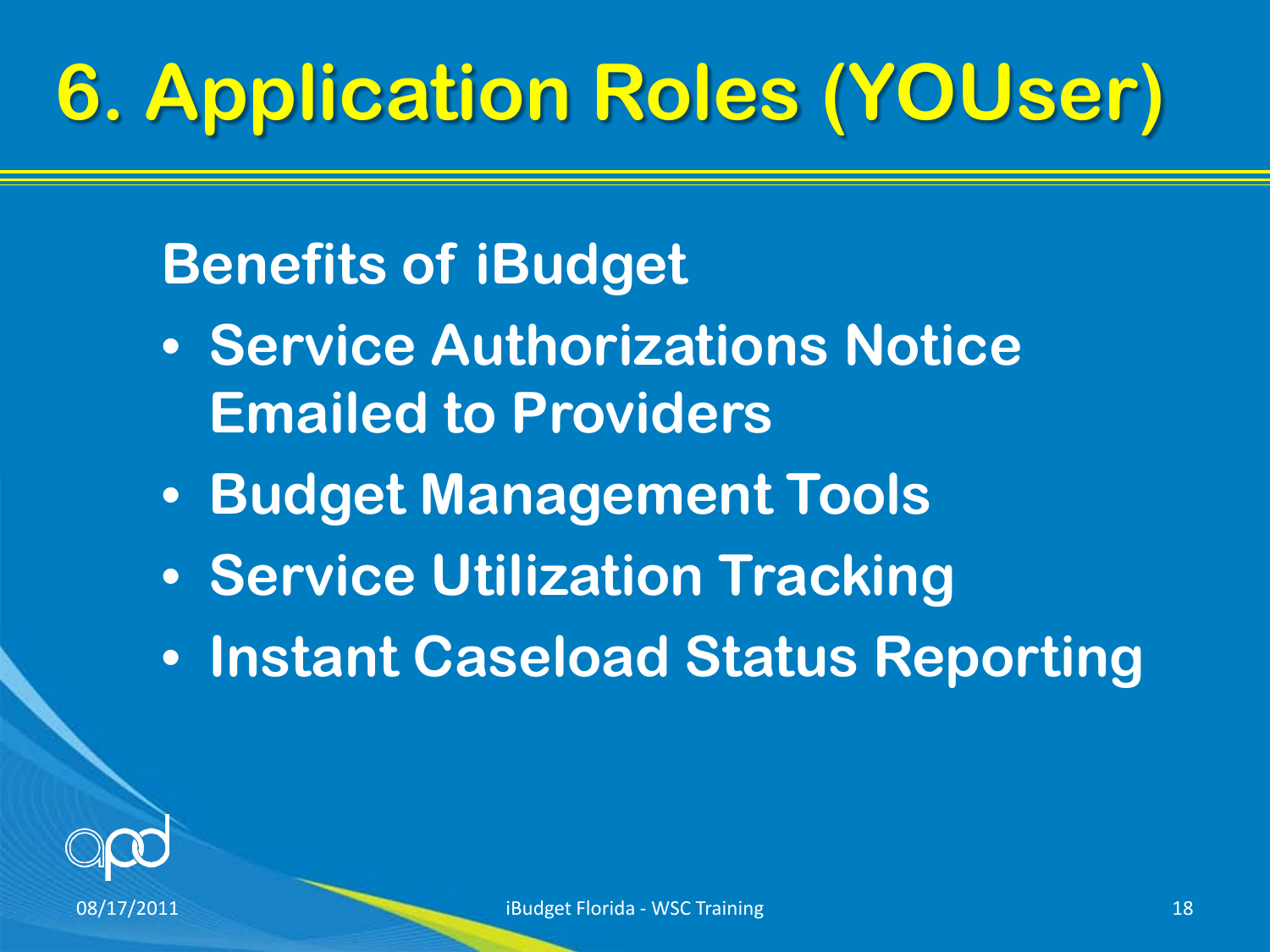# 6. Application Roles (YOUser)

## Benefits of iBudget

- Service Authorizations Notice Emailed to Providers
- Budget Management Tools
- Service Utilization Tracking
- Instant Caseload Status Reporting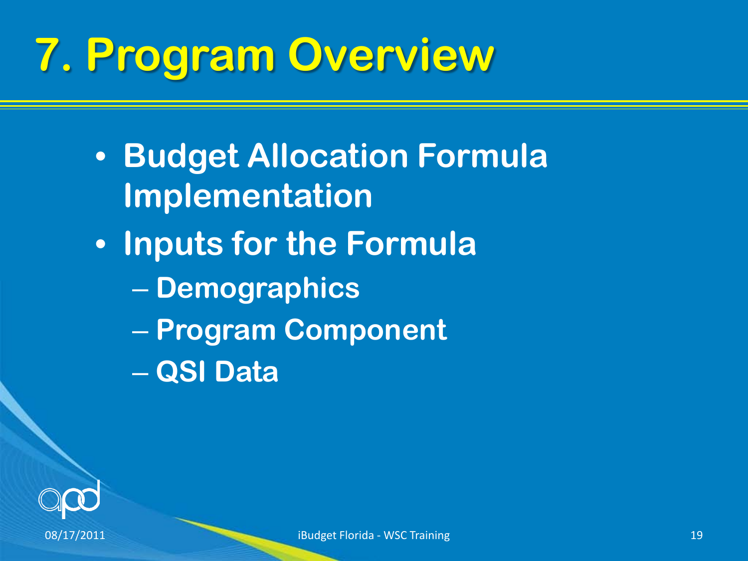# 7. Program Overview

- Budget Allocation Formula Implementation
- Inputs for the Formula
  - Demographics
  - Program Component
  - QSI Data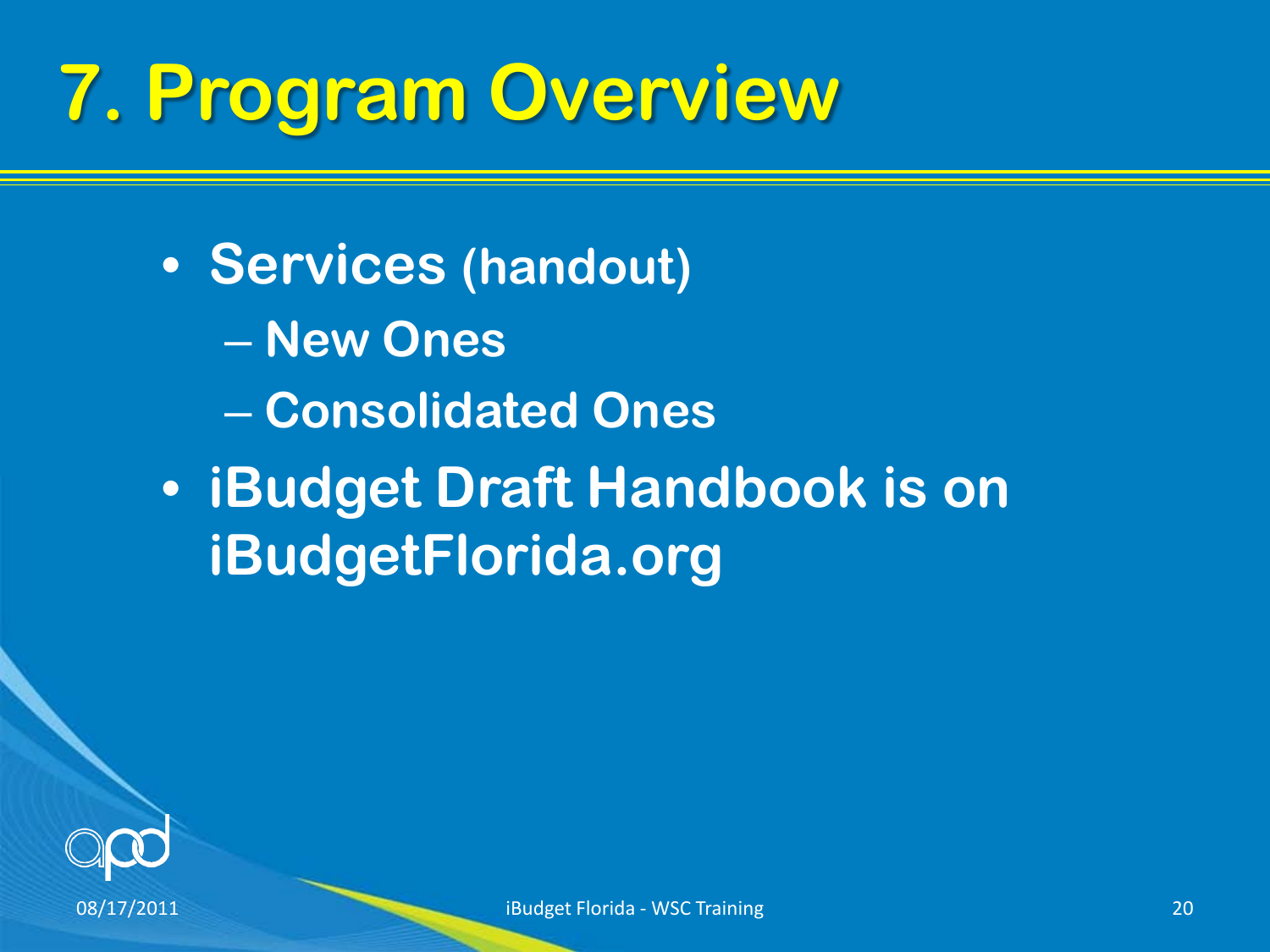# 7. Program Overview

- **Services (handout)**
  - **New Ones**
  - **Consolidated Ones**
- **iBudget Draft Handbook is on iBudgetFlorida.org**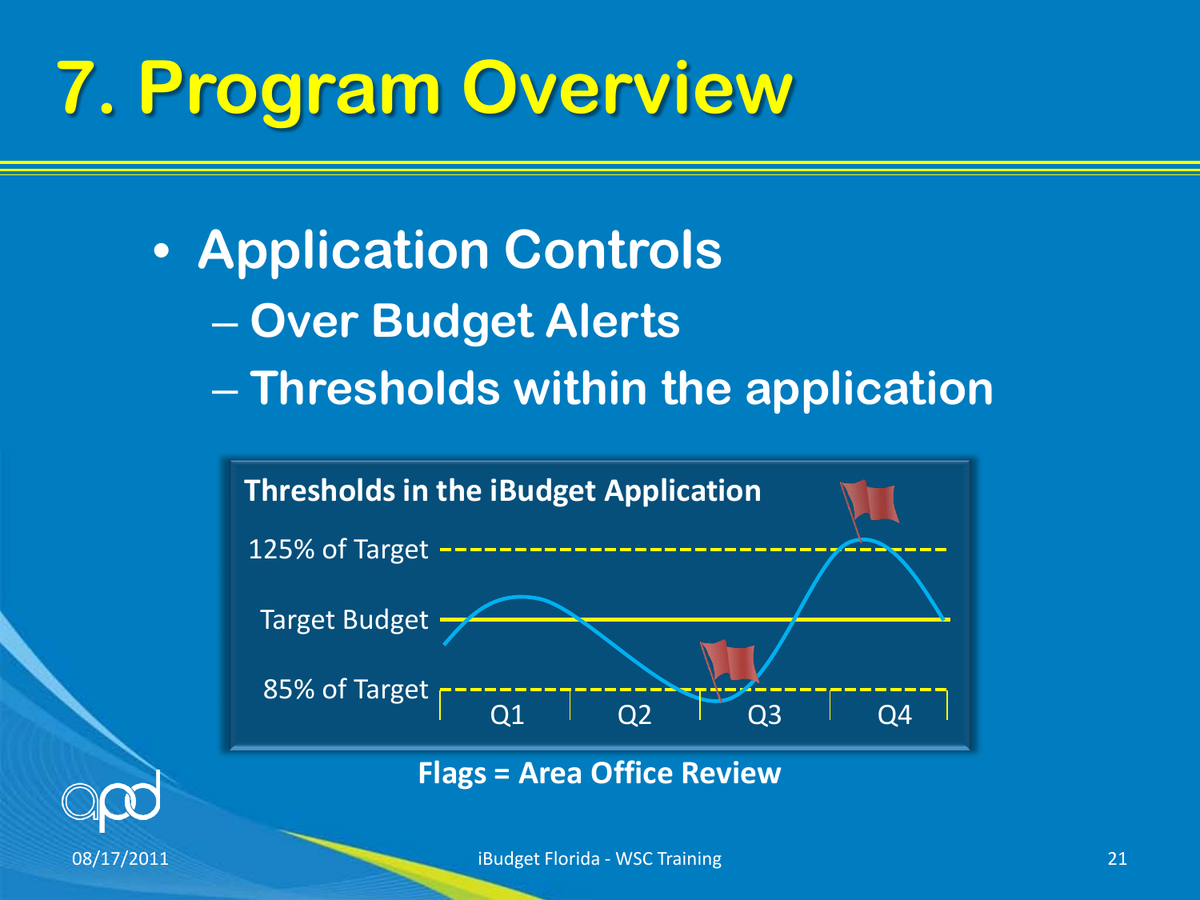# 7. Program Overview

- **Application Controls**
  - Over Budget Alerts
  - Thresholds within the application

**Thresholds in the iBudget Application**

125% of Target

Target Budget

85% of Target

Q1 Q2 Q3 Q4

**Flags = Area Office Review**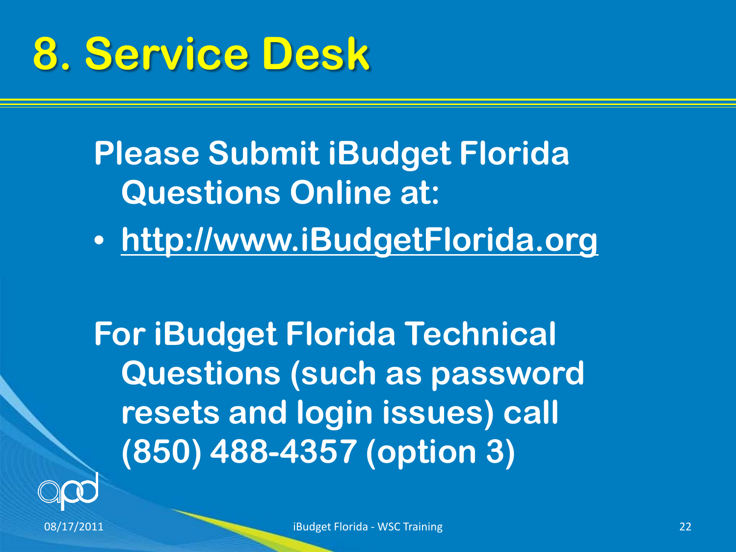# 8. Service Desk

**Please Submit iBudget Florida Questions Online at:**

- http://www.iBudgetFlorida.org

**For iBudget Florida Technical Questions (such as password resets and login issues) call (850) 488-4357 (option 3)**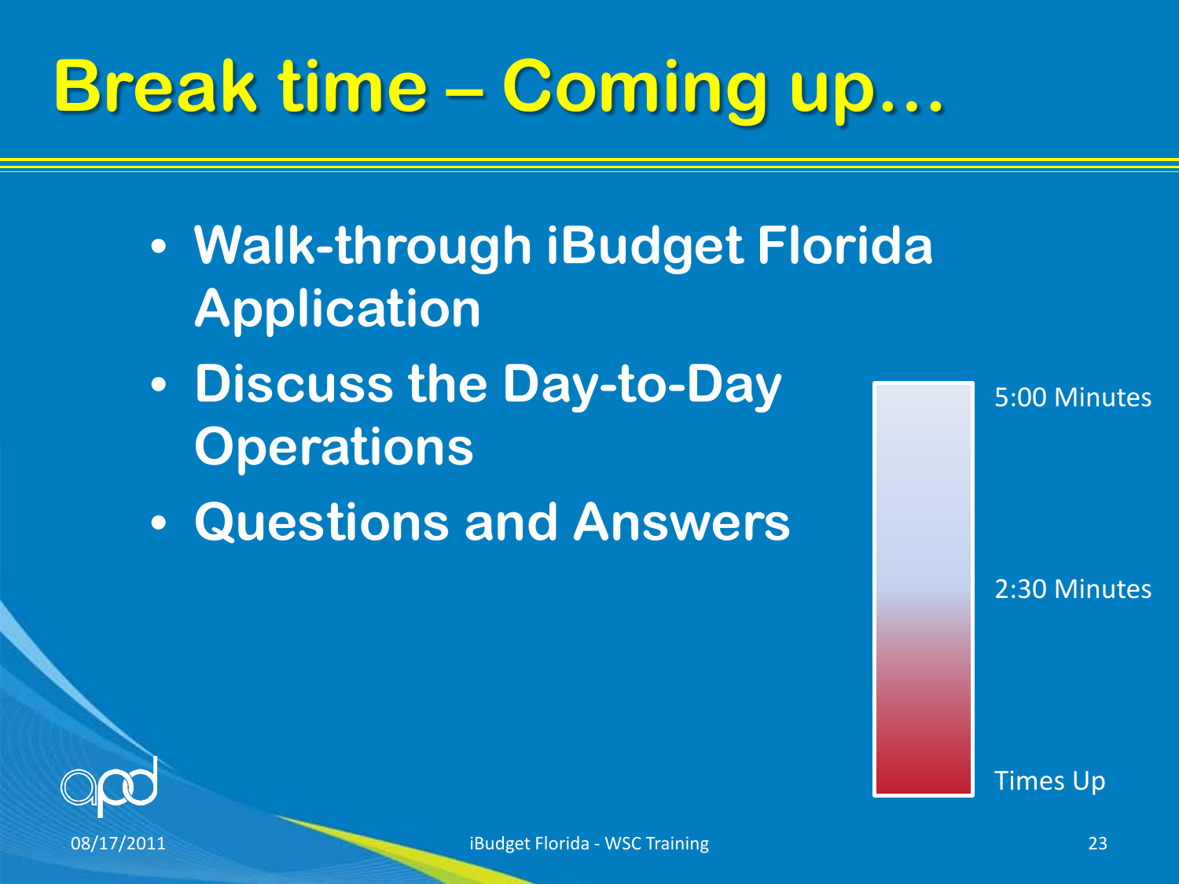# Break time – Coming up…

- **Walk-through iBudget Florida Application**
- **Discuss the Day-to-Day Operations**
- **Questions and Answers**

5:00 Minutes

2:30 Minutes

Times Up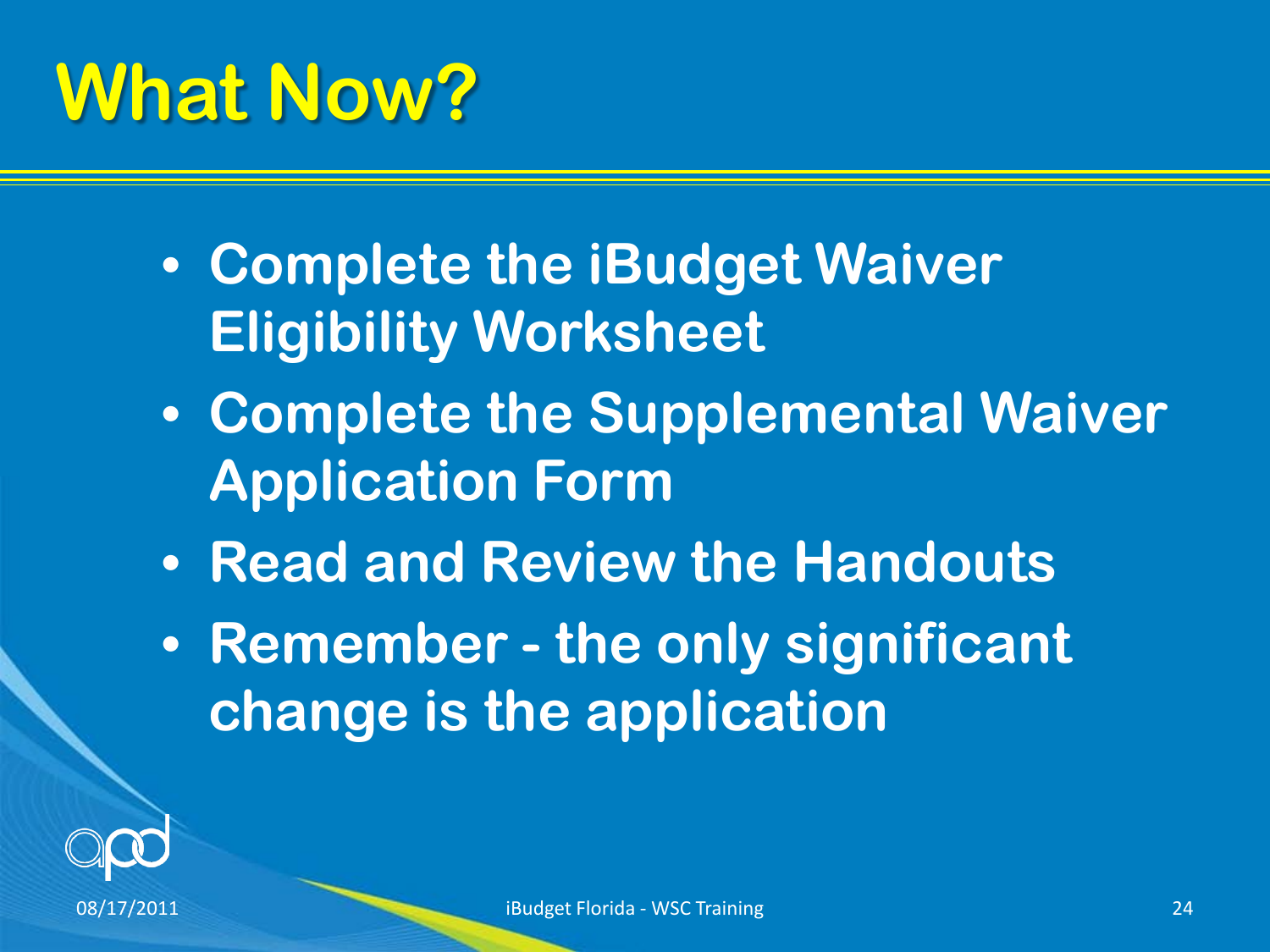# What Now?

- Complete the iBudget Waiver Eligibility Worksheet
- Complete the Supplemental Waiver Application Form
- Read and Review the Handouts
- Remember - the only significant change is the application